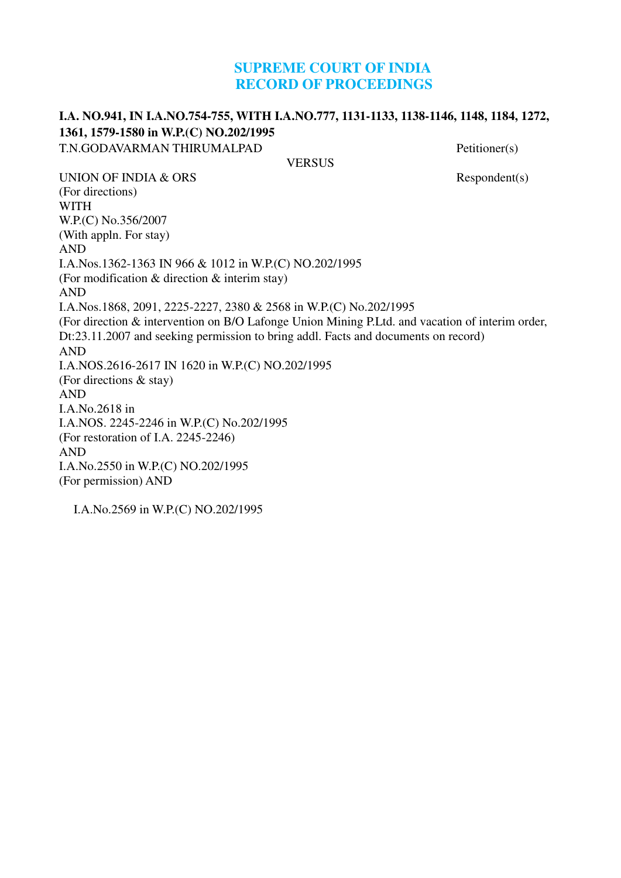# SUPREME COURT OF INDIA
# RECORD OF PROCEEDINGS

**I.A. NO.941, IN I.A.NO.754-755, WITH I.A.NO.777, 1131-1133, 1138-1146, 1148, 1184, 1272, 1361, 1579-1580 in W.P.(C) NO.202/1995**

T.N.GODAVARMAN THIRUMALPAD Petitioner(s)

VERSUS

UNION OF INDIA & ORS Respondent(s)

(For directions)

WITH

W.P.(C) No.356/2007

(With appln. For stay)

AND

I.A.Nos.1362-1363 IN 966 & 1012 in W.P.(C) NO.202/1995

(For modification & direction & interim stay)

AND

I.A.Nos.1868, 2091, 2225-2227, 2380 & 2568 in W.P.(C) No.202/1995

(For direction & intervention on B/O Lafonge Union Mining P.Ltd. and vacation of interim order, Dt:23.11.2007 and seeking permission to bring addl. Facts and documents on record)

AND

I.A.NOS.2616-2617 IN 1620 in W.P.(C) NO.202/1995

(For directions & stay)

AND

I.A.No.2618 in

I.A.NOS. 2245-2246 in W.P.(C) No.202/1995

(For restoration of I.A. 2245-2246)

AND

I.A.No.2550 in W.P.(C) NO.202/1995

(For permission) AND

I.A.No.2569 in W.P.(C) NO.202/1995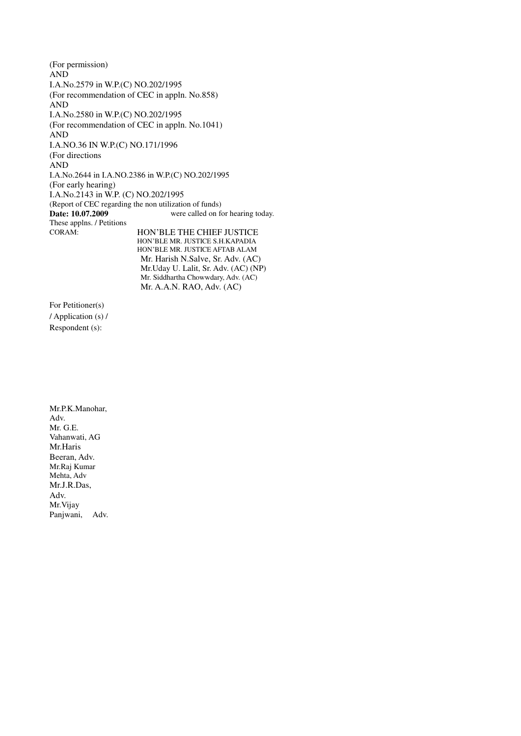(For permission)
AND
I.A.No.2579 in W.P.(C) NO.202/1995
(For recommendation of CEC in appln. No.858)
AND
I.A.No.2580 in W.P.(C) NO.202/1995
(For recommendation of CEC in appln. No.1041)
AND
I.A.NO.36 IN W.P.(C) NO.171/1996
(For directions
AND
I.A.No.2644 in I.A.NO.2386 in W.P.(C) NO.202/1995
(For early hearing)
I.A.No.2143 in W.P. (C) NO.202/1995
(Report of CEC regarding the non utilization of funds)

**Date: 10.07.2009** These applns. / Petitions were called on for hearing today.

CORAM: HON'BLE THE CHIEF JUSTICE
HON'BLE MR. JUSTICE S.H.KAPADIA
HON'BLE MR. JUSTICE AFTAB ALAM

Mr. Harish N.Salve, Sr. Adv. (AC)
Mr.Uday U. Lalit, Sr. Adv. (AC) (NP)
Mr. Siddhartha Chowwdary, Adv. (AC)
Mr. A.A.N. RAO, Adv. (AC)

For Petitioner(s) / Application (s) / Respondent (s):

Mr.P.K.Manohar, Adv.
Mr. G.E. Vahanwati, AG
Mr.Haris Beeran, Adv.
Mr.Raj Kumar Mehta, Adv
Mr.J.R.Das, Adv.
Mr.Vijay Panjwani, Adv.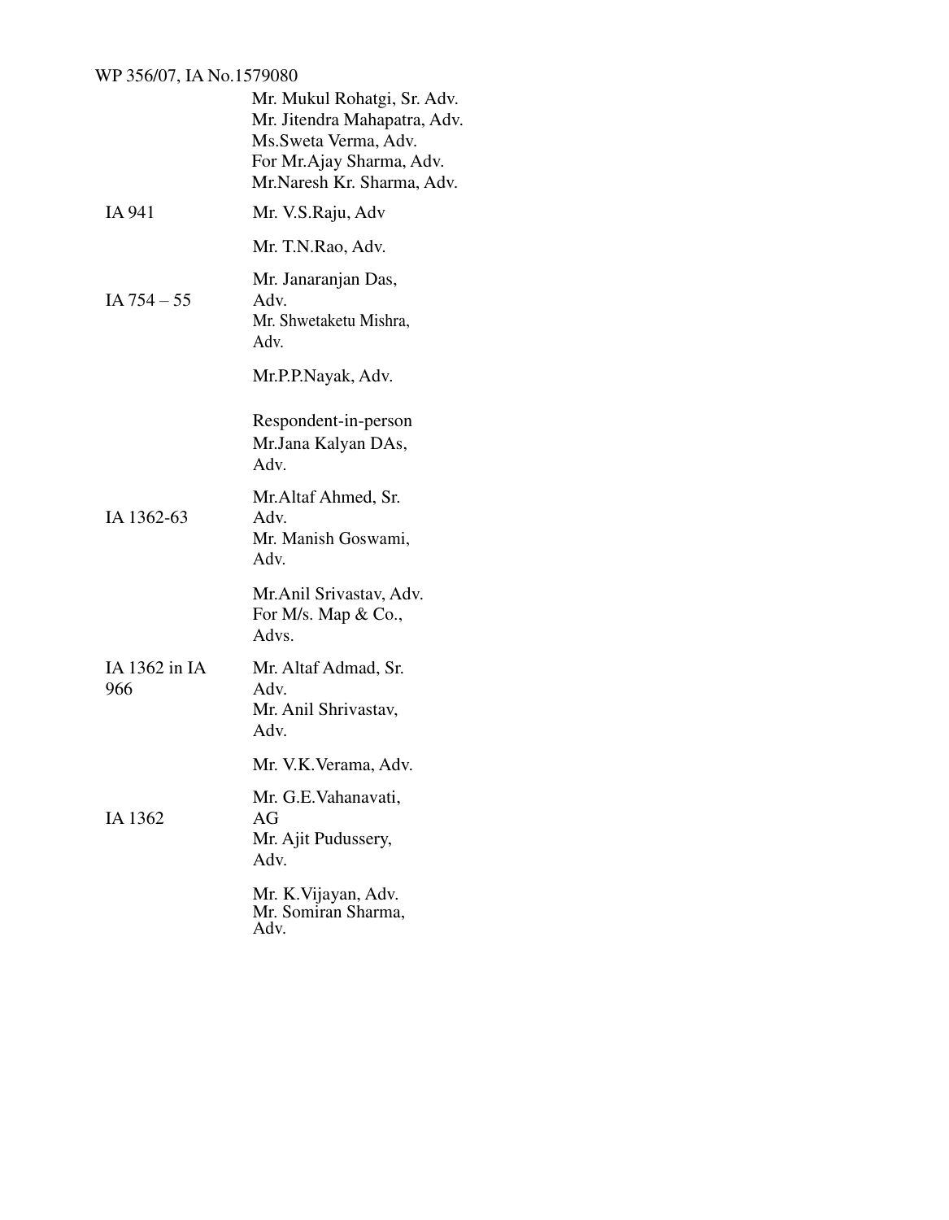WP 356/07, IA No.1579080

| | |
|---|---|
| | Mr. Mukul Rohatgi, Sr. Adv.<br>Mr. Jitendra Mahapatra, Adv.<br>Ms.Sweta Verma, Adv.<br>For Mr.Ajay Sharma, Adv.<br>Mr.Naresh Kr. Sharma, Adv. |
| IA 941 | Mr. V.S.Raju, Adv |
| | Mr. T.N.Rao, Adv. |
| IA 754 – 55 | Mr. Janaranjan Das, Adv.<br>Mr. Shwetaketu Mishra, Adv. |
| | Mr.P.P.Nayak, Adv. |
| | Respondent-in-person<br>Mr.Jana Kalyan DAs, Adv. |
| IA 1362-63 | Mr.Altaf Ahmed, Sr. Adv.<br>Mr. Manish Goswami, Adv. |
| | Mr.Anil Srivastav, Adv.<br>For M/s. Map & Co., Advs. |
| IA 1362 in IA 966 | Mr. Altaf Admad, Sr. Adv.<br>Mr. Anil Shrivastav, Adv. |
| | Mr. V.K.Verama, Adv. |
| IA 1362 | Mr. G.E.Vahanavati, AG<br>Mr. Ajit Pudussery, Adv. |
| | Mr. K.Vijayan, Adv.<br>Mr. Somiran Sharma, Adv. |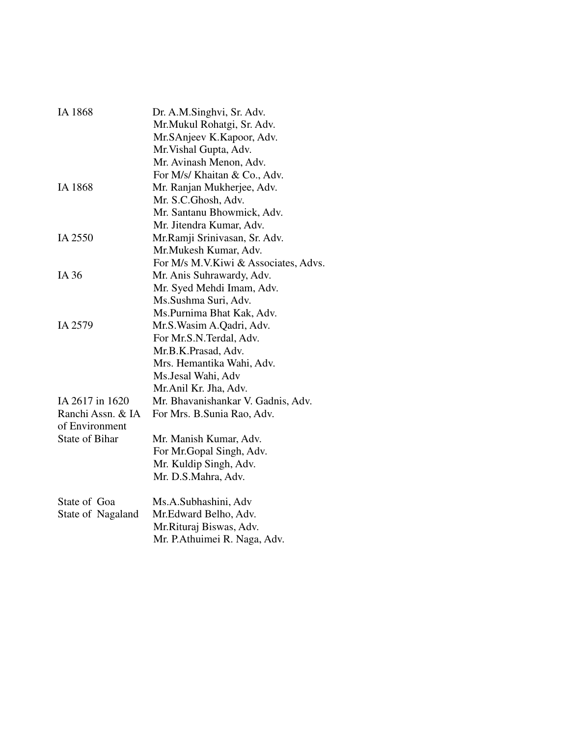| | |
|---|---|
| IA 1868 | Dr. A.M.Singhvi, Sr. Adv. |
| | Mr.Mukul Rohatgi, Sr. Adv. |
| | Mr.SAnjeev K.Kapoor, Adv. |
| | Mr.Vishal Gupta, Adv. |
| | Mr. Avinash Menon, Adv. |
| | For M/s/ Khaitan & Co., Adv. |
| IA 1868 | Mr. Ranjan Mukherjee, Adv. |
| | Mr. S.C.Ghosh, Adv. |
| | Mr. Santanu Bhowmick, Adv. |
| | Mr. Jitendra Kumar, Adv. |
| IA 2550 | Mr.Ramji Srinivasan, Sr. Adv. |
| | Mr.Mukesh Kumar, Adv. |
| | For M/s M.V.Kiwi & Associates, Advs. |
| IA 36 | Mr. Anis Suhrawardy, Adv. |
| | Mr. Syed Mehdi Imam, Adv. |
| | Ms.Sushma Suri, Adv. |
| | Ms.Purnima Bhat Kak, Adv. |
| IA 2579 | Mr.S.Wasim A.Qadri, Adv. |
| | For Mr.S.N.Terdal, Adv. |
| | Mr.B.K.Prasad, Adv. |
| | Mrs. Hemantika Wahi, Adv. |
| | Ms.Jesal Wahi, Adv |
| | Mr.Anil Kr. Jha, Adv. |
| IA 2617 in 1620 | Mr. Bhavanishankar V. Gadnis, Adv. |
| Ranchi Assn. & IA of Environment | For Mrs. B.Sunia Rao, Adv. |
| State of Bihar | Mr. Manish Kumar, Adv. |
| | For Mr.Gopal Singh, Adv. |
| | Mr. Kuldip Singh, Adv. |
| | Mr. D.S.Mahra, Adv. |
| State of Goa | Ms.A.Subhashini, Adv |
| State of Nagaland | Mr.Edward Belho, Adv. |
| | Mr.Rituraj Biswas, Adv. |
| | Mr. P.Athuimei R. Naga, Adv. |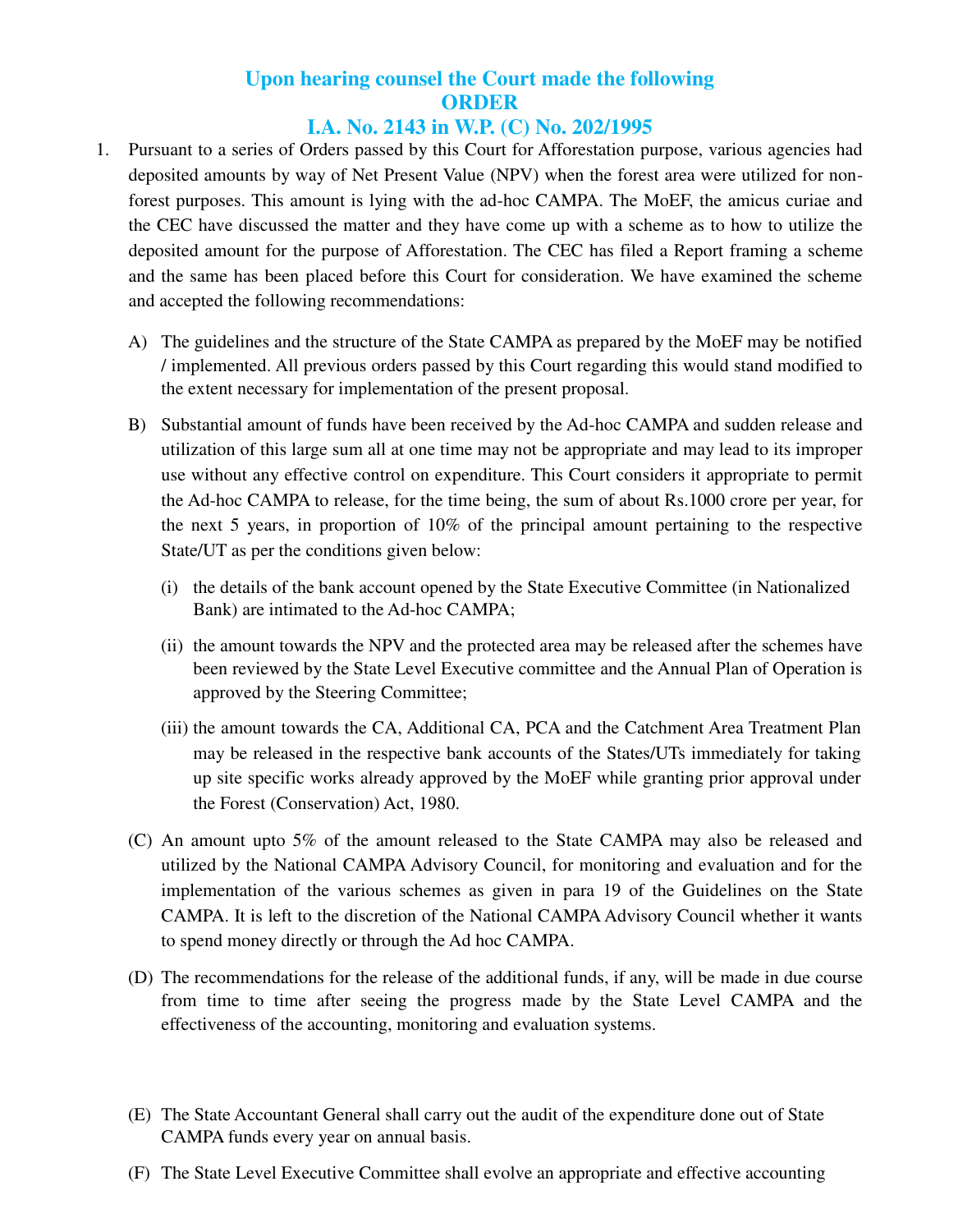## Upon hearing counsel the Court made the following
## ORDER
## I.A. No. 2143 in W.P. (C) No. 202/1995

1. Pursuant to a series of Orders passed by this Court for Afforestation purpose, various agencies had deposited amounts by way of Net Present Value (NPV) when the forest area were utilized for non-forest purposes. This amount is lying with the ad-hoc CAMPA. The MoEF, the amicus curiae and the CEC have discussed the matter and they have come up with a scheme as to how to utilize the deposited amount for the purpose of Afforestation. The CEC has filed a Report framing a scheme and the same has been placed before this Court for consideration. We have examined the scheme and accepted the following recommendations:

   A) The guidelines and the structure of the State CAMPA as prepared by the MoEF may be notified / implemented. All previous orders passed by this Court regarding this would stand modified to the extent necessary for implementation of the present proposal.

   B) Substantial amount of funds have been received by the Ad-hoc CAMPA and sudden release and utilization of this large sum all at one time may not be appropriate and may lead to its improper use without any effective control on expenditure. This Court considers it appropriate to permit the Ad-hoc CAMPA to release, for the time being, the sum of about Rs.1000 crore per year, for the next 5 years, in proportion of 10% of the principal amount pertaining to the respective State/UT as per the conditions given below:

      (i) the details of the bank account opened by the State Executive Committee (in Nationalized Bank) are intimated to the Ad-hoc CAMPA;

      (ii) the amount towards the NPV and the protected area may be released after the schemes have been reviewed by the State Level Executive committee and the Annual Plan of Operation is approved by the Steering Committee;

      (iii) the amount towards the CA, Additional CA, PCA and the Catchment Area Treatment Plan may be released in the respective bank accounts of the States/UTs immediately for taking up site specific works already approved by the MoEF while granting prior approval under the Forest (Conservation) Act, 1980.

   (C) An amount upto 5% of the amount released to the State CAMPA may also be released and utilized by the National CAMPA Advisory Council, for monitoring and evaluation and for the implementation of the various schemes as given in para 19 of the Guidelines on the State CAMPA. It is left to the discretion of the National CAMPA Advisory Council whether it wants to spend money directly or through the Ad hoc CAMPA.

   (D) The recommendations for the release of the additional funds, if any, will be made in due course from time to time after seeing the progress made by the State Level CAMPA and the effectiveness of the accounting, monitoring and evaluation systems.

   (E) The State Accountant General shall carry out the audit of the expenditure done out of State CAMPA funds every year on annual basis.

   (F) The State Level Executive Committee shall evolve an appropriate and effective accounting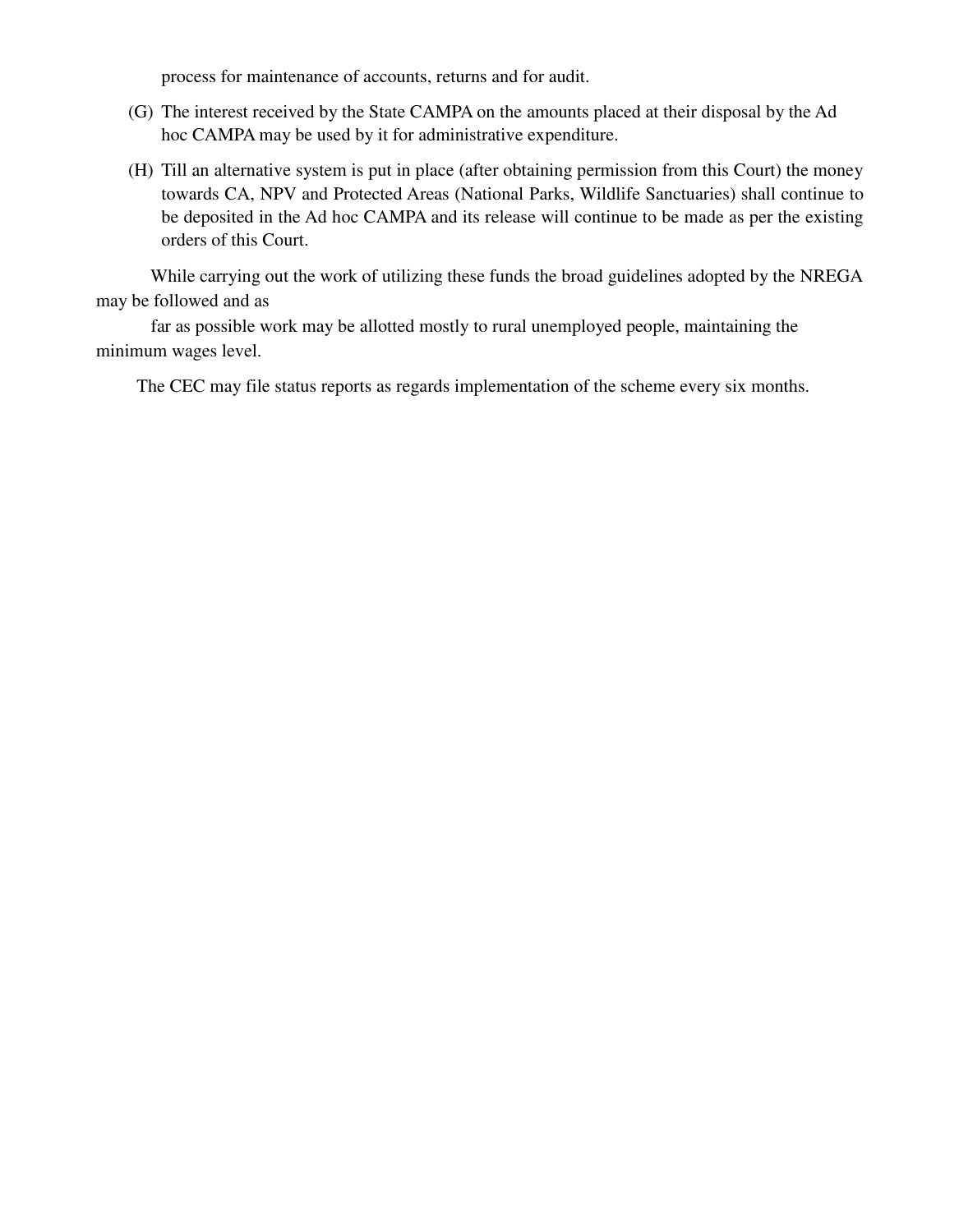process for maintenance of accounts, returns and for audit.

(G) The interest received by the State CAMPA on the amounts placed at their disposal by the Ad hoc CAMPA may be used by it for administrative expenditure.

(H) Till an alternative system is put in place (after obtaining permission from this Court) the money towards CA, NPV and Protected Areas (National Parks, Wildlife Sanctuaries) shall continue to be deposited in the Ad hoc CAMPA and its release will continue to be made as per the existing orders of this Court.

While carrying out the work of utilizing these funds the broad guidelines adopted by the NREGA may be followed and as far as possible work may be allotted mostly to rural unemployed people, maintaining the minimum wages level.

The CEC may file status reports as regards implementation of the scheme every six months.